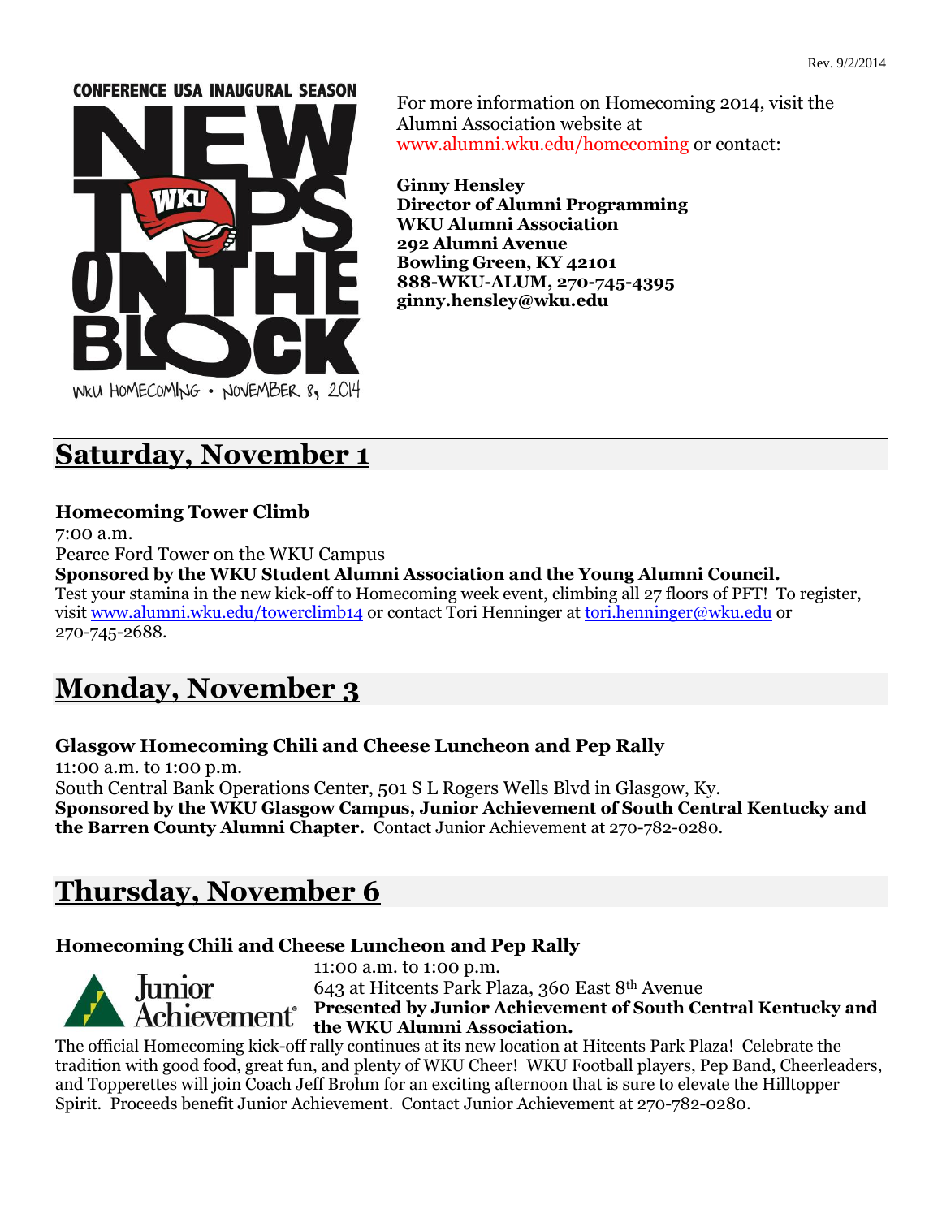Rev. 9/2/2014

CONFERENCE USA INAUGURAL SEASON

NEW TOPS ON THE BLOCK

WKU HOMECOMING • NOVEMBER 8, 2014

For more information on Homecoming 2014, visit the Alumni Association website at www.alumni.wku.edu/homecoming or contact:

**Ginny Hensley**
**Director of Alumni Programming**
**WKU Alumni Association**
**292 Alumni Avenue**
**Bowling Green, KY 42101**
**888-WKU-ALUM, 270-745-4395**
**ginny.hensley@wku.edu**

## Saturday, November 1

**Homecoming Tower Climb**
7:00 a.m.
Pearce Ford Tower on the WKU Campus
**Sponsored by the WKU Student Alumni Association and the Young Alumni Council.**
Test your stamina in the new kick-off to Homecoming week event, climbing all 27 floors of PFT! To register, visit www.alumni.wku.edu/towerclimb14 or contact Tori Henninger at tori.henninger@wku.edu or 270-745-2688.

## Monday, November 3

**Glasgow Homecoming Chili and Cheese Luncheon and Pep Rally**
11:00 a.m. to 1:00 p.m.
South Central Bank Operations Center, 501 S L Rogers Wells Blvd in Glasgow, Ky.
**Sponsored by the WKU Glasgow Campus, Junior Achievement of South Central Kentucky and the Barren County Alumni Chapter.** Contact Junior Achievement at 270-782-0280.

## Thursday, November 6

**Homecoming Chili and Cheese Luncheon and Pep Rally**
11:00 a.m. to 1:00 p.m.
643 at Hitcents Park Plaza, 360 East 8th Avenue
**Presented by Junior Achievement of South Central Kentucky and the WKU Alumni Association.**
The official Homecoming kick-off rally continues at its new location at Hitcents Park Plaza! Celebrate the tradition with good food, great fun, and plenty of WKU Cheer! WKU Football players, Pep Band, Cheerleaders, and Topperettes will join Coach Jeff Brohm for an exciting afternoon that is sure to elevate the Hilltopper Spirit. Proceeds benefit Junior Achievement. Contact Junior Achievement at 270-782-0280.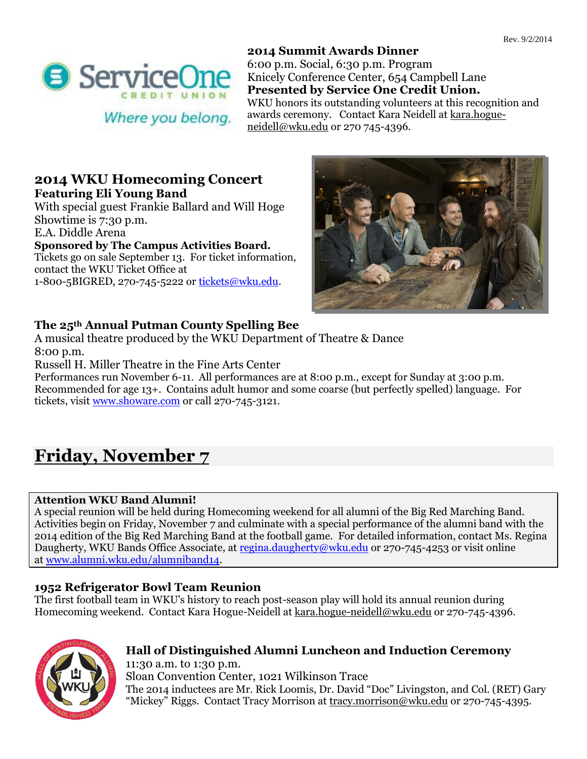Rev. 9/2/2014

### 2014 Summit Awards Dinner

6:00 p.m. Social, 6:30 p.m. Program
Knicely Conference Center, 654 Campbell Lane
**Presented by Service One Credit Union.**
WKU honors its outstanding volunteers at this recognition and awards ceremony. Contact Kara Neidell at kara.hogue-neidell@wku.edu or 270 745-4396.

### 2014 WKU Homecoming Concert

**Featuring Eli Young Band**
With special guest Frankie Ballard and Will Hoge
Showtime is 7:30 p.m.
E.A. Diddle Arena
**Sponsored by The Campus Activities Board.**
Tickets go on sale September 13. For ticket information, contact the WKU Ticket Office at 1-800-5BIGRED, 270-745-5222 or tickets@wku.edu.

### The 25th Annual Putman County Spelling Bee

A musical theatre produced by the WKU Department of Theatre & Dance
8:00 p.m.
Russell H. Miller Theatre in the Fine Arts Center
Performances run November 6-11. All performances are at 8:00 p.m., except for Sunday at 3:00 p.m. Recommended for age 13+. Contains adult humor and some coarse (but perfectly spelled) language. For tickets, visit www.showare.com or call 270-745-3121.

## Friday, November 7

**Attention WKU Band Alumni!**
A special reunion will be held during Homecoming weekend for all alumni of the Big Red Marching Band. Activities begin on Friday, November 7 and culminate with a special performance of the alumni band with the 2014 edition of the Big Red Marching Band at the football game. For detailed information, contact Ms. Regina Daugherty, WKU Bands Office Associate, at regina.daugherty@wku.edu or 270-745-4253 or visit online at www.alumni.wku.edu/alumniband14.

### 1952 Refrigerator Bowl Team Reunion

The first football team in WKU's history to reach post-season play will hold its annual reunion during Homecoming weekend. Contact Kara Hogue-Neidell at kara.hogue-neidell@wku.edu or 270-745-4396.

### Hall of Distinguished Alumni Luncheon and Induction Ceremony

11:30 a.m. to 1:30 p.m.
Sloan Convention Center, 1021 Wilkinson Trace
The 2014 inductees are Mr. Rick Loomis, Dr. David "Doc" Livingston, and Col. (RET) Gary "Mickey" Riggs. Contact Tracy Morrison at tracy.morrison@wku.edu or 270-745-4395.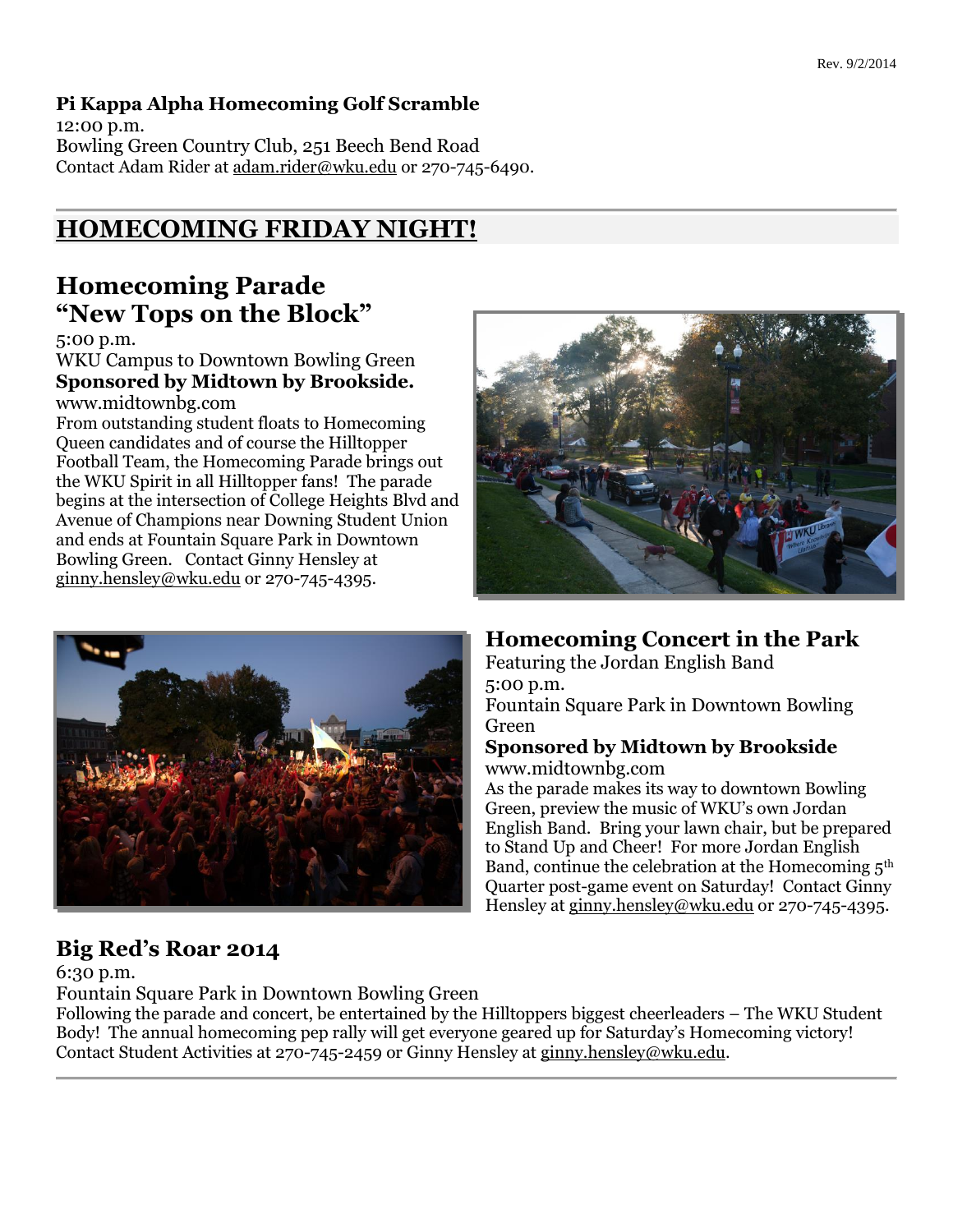**Pi Kappa Alpha Homecoming Golf Scramble**
12:00 p.m.
Bowling Green Country Club, 251 Beech Bend Road
Contact Adam Rider at adam.rider@wku.edu or 270-745-6490.

## HOMECOMING FRIDAY NIGHT!

### Homecoming Parade "New Tops on the Block"

5:00 p.m.
WKU Campus to Downtown Bowling Green
**Sponsored by Midtown by Brookside.**
www.midtownbg.com
From outstanding student floats to Homecoming Queen candidates and of course the Hilltopper Football Team, the Homecoming Parade brings out the WKU Spirit in all Hilltopper fans! The parade begins at the intersection of College Heights Blvd and Avenue of Champions near Downing Student Union and ends at Fountain Square Park in Downtown Bowling Green. Contact Ginny Hensley at ginny.hensley@wku.edu or 270-745-4395.

### Homecoming Concert in the Park

Featuring the Jordan English Band
5:00 p.m.
Fountain Square Park in Downtown Bowling Green
**Sponsored by Midtown by Brookside**
www.midtownbg.com
As the parade makes its way to downtown Bowling Green, preview the music of WKU's own Jordan English Band. Bring your lawn chair, but be prepared to Stand Up and Cheer! For more Jordan English Band, continue the celebration at the Homecoming 5th Quarter post-game event on Saturday! Contact Ginny Hensley at ginny.hensley@wku.edu or 270-745-4395.

### Big Red's Roar 2014

6:30 p.m.
Fountain Square Park in Downtown Bowling Green
Following the parade and concert, be entertained by the Hilltoppers biggest cheerleaders – The WKU Student Body! The annual homecoming pep rally will get everyone geared up for Saturday's Homecoming victory! Contact Student Activities at 270-745-2459 or Ginny Hensley at ginny.hensley@wku.edu.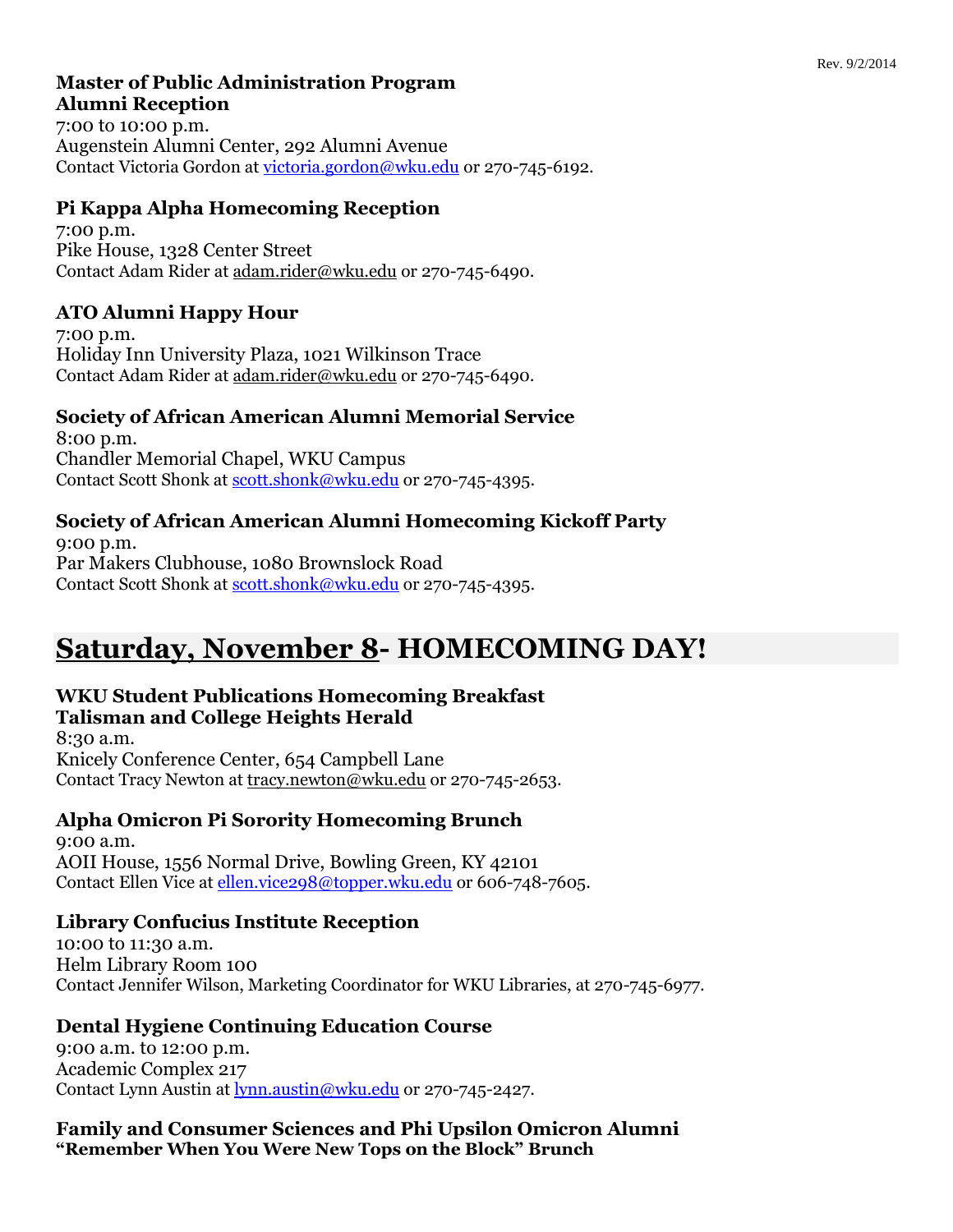**Master of Public Administration Program**
**Alumni Reception**
7:00 to 10:00 p.m.
Augenstein Alumni Center, 292 Alumni Avenue
Contact Victoria Gordon at victoria.gordon@wku.edu or 270-745-6192.

**Pi Kappa Alpha Homecoming Reception**
7:00 p.m.
Pike House, 1328 Center Street
Contact Adam Rider at adam.rider@wku.edu or 270-745-6490.

**ATO Alumni Happy Hour**
7:00 p.m.
Holiday Inn University Plaza, 1021 Wilkinson Trace
Contact Adam Rider at adam.rider@wku.edu or 270-745-6490.

**Society of African American Alumni Memorial Service**
8:00 p.m.
Chandler Memorial Chapel, WKU Campus
Contact Scott Shonk at scott.shonk@wku.edu or 270-745-4395.

**Society of African American Alumni Homecoming Kickoff Party**
9:00 p.m.
Par Makers Clubhouse, 1080 Brownslock Road
Contact Scott Shonk at scott.shonk@wku.edu or 270-745-4395.

## Saturday, November 8- HOMECOMING DAY!

**WKU Student Publications Homecoming Breakfast**
**Talisman and College Heights Herald**
8:30 a.m.
Knicely Conference Center, 654 Campbell Lane
Contact Tracy Newton at tracy.newton@wku.edu or 270-745-2653.

**Alpha Omicron Pi Sorority Homecoming Brunch**
9:00 a.m.
AOII House, 1556 Normal Drive, Bowling Green, KY 42101
Contact Ellen Vice at ellen.vice298@topper.wku.edu or 606-748-7605.

**Library Confucius Institute Reception**
10:00 to 11:30 a.m.
Helm Library Room 100
Contact Jennifer Wilson, Marketing Coordinator for WKU Libraries, at 270-745-6977.

**Dental Hygiene Continuing Education Course**
9:00 a.m. to 12:00 p.m.
Academic Complex 217
Contact Lynn Austin at lynn.austin@wku.edu or 270-745-2427.

**Family and Consumer Sciences and Phi Upsilon Omicron Alumni**
**"Remember When You Were New Tops on the Block" Brunch**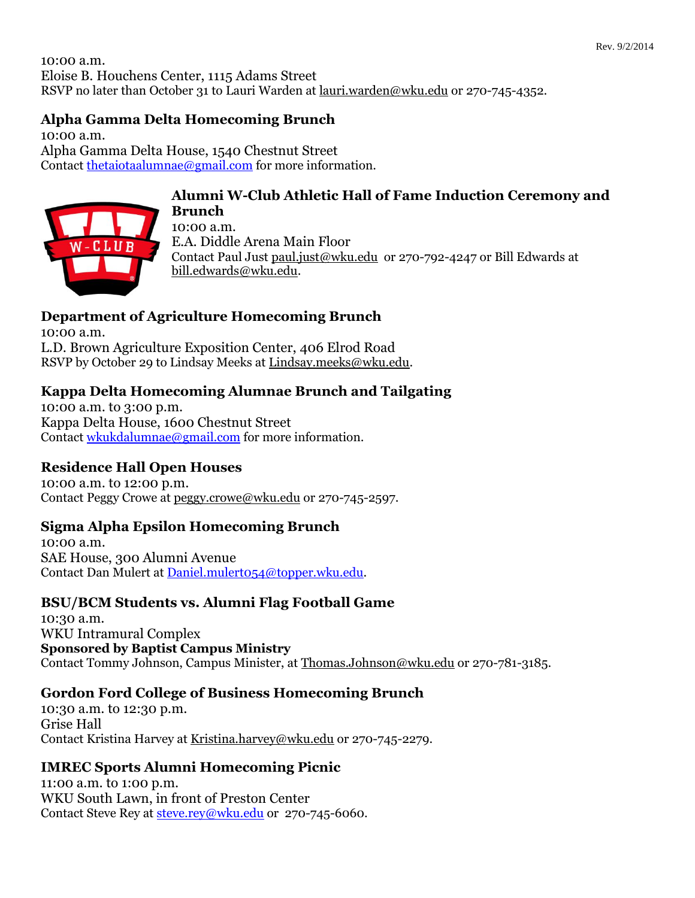10:00 a.m.
Eloise B. Houchens Center, 1115 Adams Street
RSVP no later than October 31 to Lauri Warden at lauri.warden@wku.edu or 270-745-4352.

### Alpha Gamma Delta Homecoming Brunch

10:00 a.m.
Alpha Gamma Delta House, 1540 Chestnut Street
Contact thetaiotaalumnae@gmail.com for more information.

### Alumni W-Club Athletic Hall of Fame Induction Ceremony and Brunch

10:00 a.m.
E.A. Diddle Arena Main Floor
Contact Paul Just paul.just@wku.edu or 270-792-4247 or Bill Edwards at bill.edwards@wku.edu.

### Department of Agriculture Homecoming Brunch

10:00 a.m.
L.D. Brown Agriculture Exposition Center, 406 Elrod Road
RSVP by October 29 to Lindsay Meeks at Lindsay.meeks@wku.edu.

### Kappa Delta Homecoming Alumnae Brunch and Tailgating

10:00 a.m. to 3:00 p.m.
Kappa Delta House, 1600 Chestnut Street
Contact wkukdalumnae@gmail.com for more information.

### Residence Hall Open Houses

10:00 a.m. to 12:00 p.m.
Contact Peggy Crowe at peggy.crowe@wku.edu or 270-745-2597.

### Sigma Alpha Epsilon Homecoming Brunch

10:00 a.m.
SAE House, 300 Alumni Avenue
Contact Dan Mulert at Daniel.mulert054@topper.wku.edu.

### BSU/BCM Students vs. Alumni Flag Football Game

10:30 a.m.
WKU Intramural Complex
**Sponsored by Baptist Campus Ministry**
Contact Tommy Johnson, Campus Minister, at Thomas.Johnson@wku.edu or 270-781-3185.

### Gordon Ford College of Business Homecoming Brunch

10:30 a.m. to 12:30 p.m.
Grise Hall
Contact Kristina Harvey at Kristina.harvey@wku.edu or 270-745-2279.

### IMREC Sports Alumni Homecoming Picnic

11:00 a.m. to 1:00 p.m.
WKU South Lawn, in front of Preston Center
Contact Steve Rey at steve.rey@wku.edu or 270-745-6060.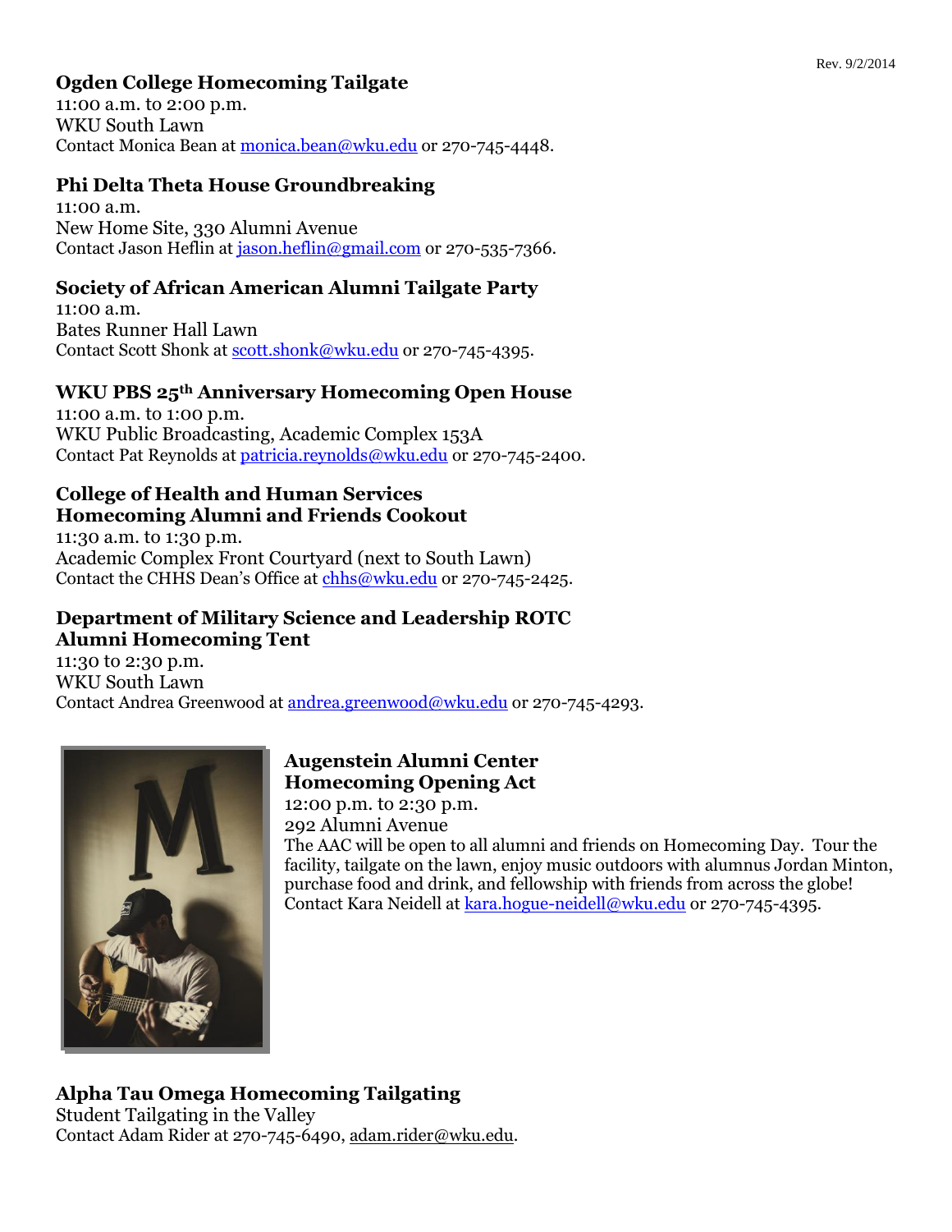### Ogden College Homecoming Tailgate

11:00 a.m. to 2:00 p.m.
WKU South Lawn
Contact Monica Bean at monica.bean@wku.edu or 270-745-4448.

### Phi Delta Theta House Groundbreaking

11:00 a.m.
New Home Site, 330 Alumni Avenue
Contact Jason Heflin at jason.heflin@gmail.com or 270-535-7366.

### Society of African American Alumni Tailgate Party

11:00 a.m.
Bates Runner Hall Lawn
Contact Scott Shonk at scott.shonk@wku.edu or 270-745-4395.

### WKU PBS 25th Anniversary Homecoming Open House

11:00 a.m. to 1:00 p.m.
WKU Public Broadcasting, Academic Complex 153A
Contact Pat Reynolds at patricia.reynolds@wku.edu or 270-745-2400.

### College of Health and Human Services Homecoming Alumni and Friends Cookout

11:30 a.m. to 1:30 p.m.
Academic Complex Front Courtyard (next to South Lawn)
Contact the CHHS Dean's Office at chhs@wku.edu or 270-745-2425.

### Department of Military Science and Leadership ROTC Alumni Homecoming Tent

11:30 to 2:30 p.m.
WKU South Lawn
Contact Andrea Greenwood at andrea.greenwood@wku.edu or 270-745-4293.

### Augenstein Alumni Center Homecoming Opening Act

12:00 p.m. to 2:30 p.m.
292 Alumni Avenue
The AAC will be open to all alumni and friends on Homecoming Day. Tour the facility, tailgate on the lawn, enjoy music outdoors with alumnus Jordan Minton, purchase food and drink, and fellowship with friends from across the globe!
Contact Kara Neidell at kara.hogue-neidell@wku.edu or 270-745-4395.

### Alpha Tau Omega Homecoming Tailgating

Student Tailgating in the Valley
Contact Adam Rider at 270-745-6490, adam.rider@wku.edu.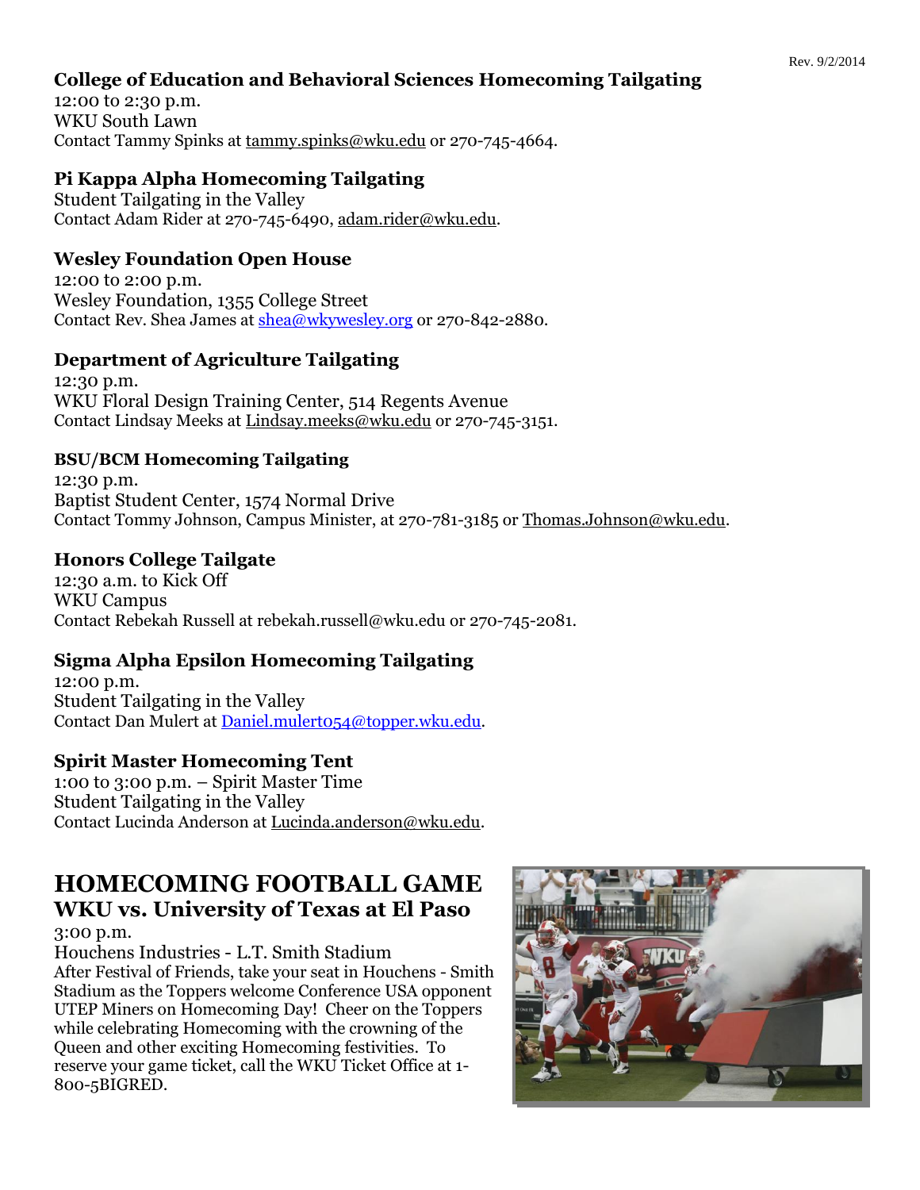Rev. 9/2/2014

### College of Education and Behavioral Sciences Homecoming Tailgating

12:00 to 2:30 p.m.
WKU South Lawn
Contact Tammy Spinks at tammy.spinks@wku.edu or 270-745-4664.

### Pi Kappa Alpha Homecoming Tailgating

Student Tailgating in the Valley
Contact Adam Rider at 270-745-6490, adam.rider@wku.edu.

### Wesley Foundation Open House

12:00 to 2:00 p.m.
Wesley Foundation, 1355 College Street
Contact Rev. Shea James at shea@wkywesley.org or 270-842-2880.

### Department of Agriculture Tailgating

12:30 p.m.
WKU Floral Design Training Center, 514 Regents Avenue
Contact Lindsay Meeks at Lindsay.meeks@wku.edu or 270-745-3151.

### BSU/BCM Homecoming Tailgating

12:30 p.m.
Baptist Student Center, 1574 Normal Drive
Contact Tommy Johnson, Campus Minister, at 270-781-3185 or Thomas.Johnson@wku.edu.

### Honors College Tailgate

12:30 a.m. to Kick Off
WKU Campus
Contact Rebekah Russell at rebekah.russell@wku.edu or 270-745-2081.

### Sigma Alpha Epsilon Homecoming Tailgating

12:00 p.m.
Student Tailgating in the Valley
Contact Dan Mulert at Daniel.mulert054@topper.wku.edu.

### Spirit Master Homecoming Tent

1:00 to 3:00 p.m. – Spirit Master Time
Student Tailgating in the Valley
Contact Lucinda Anderson at Lucinda.anderson@wku.edu.

## HOMECOMING FOOTBALL GAME

### WKU vs. University of Texas at El Paso

3:00 p.m.
Houchens Industries - L.T. Smith Stadium
After Festival of Friends, take your seat in Houchens - Smith Stadium as the Toppers welcome Conference USA opponent UTEP Miners on Homecoming Day! Cheer on the Toppers while celebrating Homecoming with the crowning of the Queen and other exciting Homecoming festivities. To reserve your game ticket, call the WKU Ticket Office at 1-800-5BIGRED.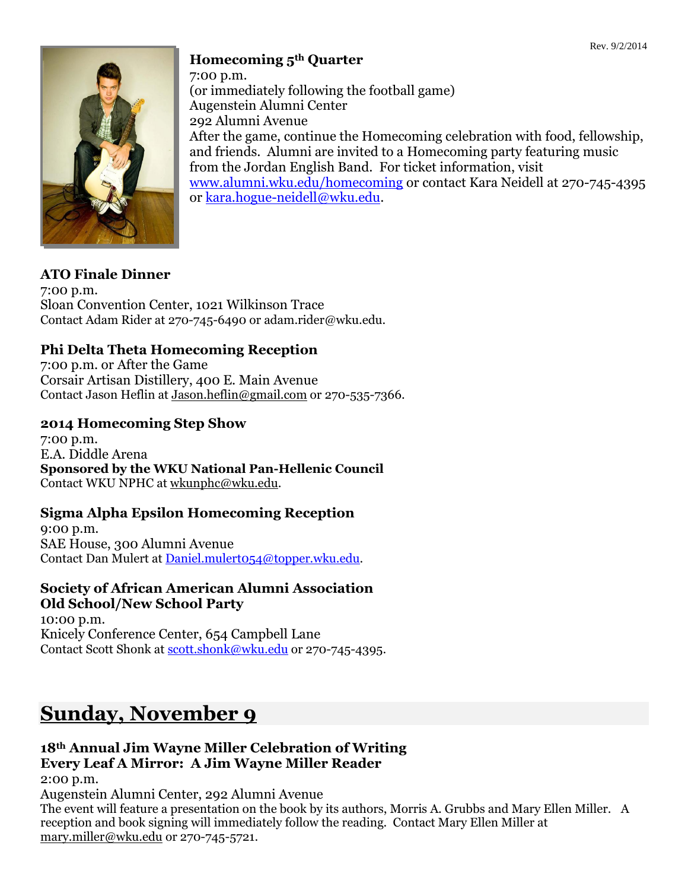Rev. 9/2/2014

**Homecoming 5th Quarter**
7:00 p.m.
(or immediately following the football game)
Augenstein Alumni Center
292 Alumni Avenue
After the game, continue the Homecoming celebration with food, fellowship, and friends. Alumni are invited to a Homecoming party featuring music from the Jordan English Band. For ticket information, visit www.alumni.wku.edu/homecoming or contact Kara Neidell at 270-745-4395 or kara.hogue-neidell@wku.edu.

**ATO Finale Dinner**
7:00 p.m.
Sloan Convention Center, 1021 Wilkinson Trace
Contact Adam Rider at 270-745-6490 or adam.rider@wku.edu.

**Phi Delta Theta Homecoming Reception**
7:00 p.m. or After the Game
Corsair Artisan Distillery, 400 E. Main Avenue
Contact Jason Heflin at Jason.heflin@gmail.com or 270-535-7366.

**2014 Homecoming Step Show**
7:00 p.m.
E.A. Diddle Arena
**Sponsored by the WKU National Pan-Hellenic Council**
Contact WKU NPHC at wkunphc@wku.edu.

**Sigma Alpha Epsilon Homecoming Reception**
9:00 p.m.
SAE House, 300 Alumni Avenue
Contact Dan Mulert at Daniel.mulert054@topper.wku.edu.

**Society of African American Alumni Association**
**Old School/New School Party**
10:00 p.m.
Knicely Conference Center, 654 Campbell Lane
Contact Scott Shonk at scott.shonk@wku.edu or 270-745-4395.

## Sunday, November 9

**18th Annual Jim Wayne Miller Celebration of Writing**
**Every Leaf A Mirror: A Jim Wayne Miller Reader**
2:00 p.m.
Augenstein Alumni Center, 292 Alumni Avenue
The event will feature a presentation on the book by its authors, Morris A. Grubbs and Mary Ellen Miller. A reception and book signing will immediately follow the reading. Contact Mary Ellen Miller at mary.miller@wku.edu or 270-745-5721.